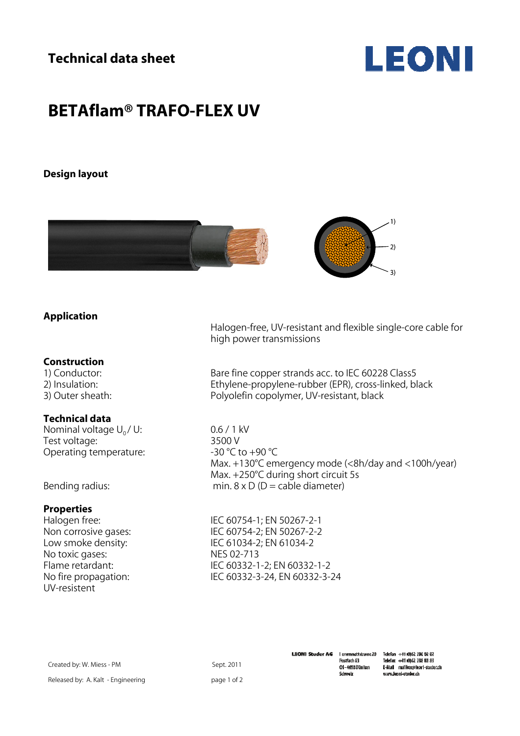# Technical data sheet

LEONI

# BETAflam® TRAFO-FLEX UV

## Design layout

1)
2)
3)

## Application

Halogen-free, UV-resistant and flexible single-core cable for high power transmissions

## Construction

| | |
|---|---|
| 1) Conductor: | Bare fine copper strands acc. to IEC 60228 Class5 |
| 2) Insulation: | Ethylene-propylene-rubber (EPR), cross-linked, black |
| 3) Outer sheath: | Polyolefin copolymer, UV-resistant, black |

## Technical data

| | |
|---|---|
| Nominal voltage $U_0$ / U: | 0.6 / 1 kV |
| Test voltage: | 3500 V |
| Operating temperature: | -30 °C to +90 °C<br>Max. +130°C emergency mode (<8h/day and <100h/year)<br>Max. +250°C during short circuit 5s |
| Bending radius: | min. 8 x D (D = cable diameter) |

## Properties

| | |
|---|---|
| Halogen free: | IEC 60754-1; EN 50267-2-1 |
| Non corrosive gases: | IEC 60754-2; EN 50267-2-2 |
| Low smoke density: | IEC 61034-2; EN 61034-2 |
| No toxic gases: | NES 02-713 |
| Flame retardant: | IEC 60332-1-2; EN 60332-1-2 |
| No fire propagation: | IEC 60332-3-24, EN 60332-3-24 |
| UV-resistent | |

Created by: W. Miess - PM    Sept. 2011

Released by: A. Kalt - Engineering

LEONI Studer AG  Lemmattstrasse 20  Postfach 63  CH-4658 Däniken  Schweiz  Telefon +41 (0)62 288 82 82  Telefax +41 (0)62 288 83 83  E-Mail mailbox@leoni-studer.ch  www.leoni-studer.ch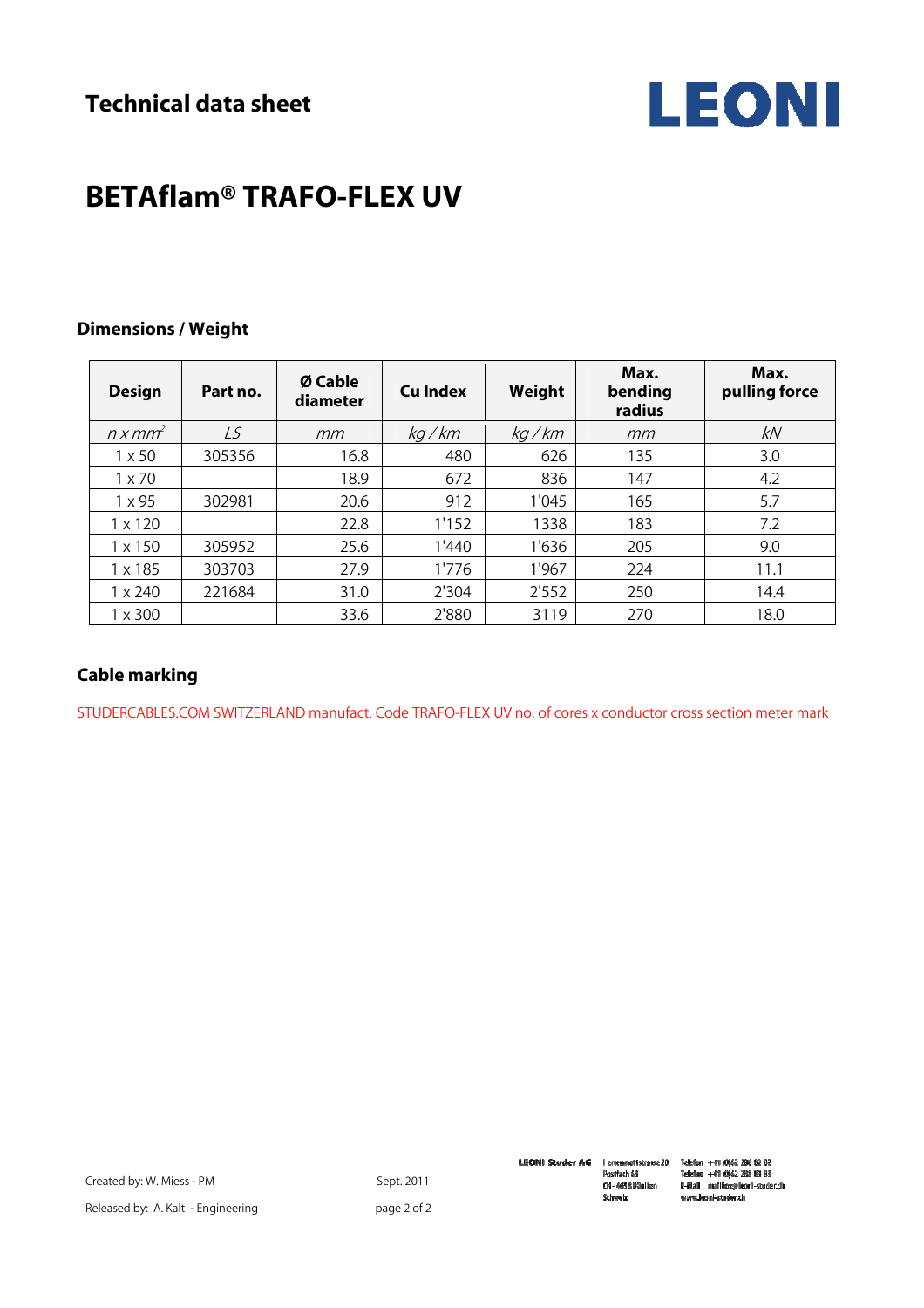# Technical data sheet

LEONI

# BETAflam® TRAFO-FLEX UV

## Dimensions / Weight

| Design | Part no. | Ø Cable diameter | Cu Index | Weight | Max. bending radius | Max. pulling force |
|---|---|---|---|---|---|---|
| *n x mm²* | *LS* | *mm* | *kg / km* | *kg / km* | *mm* | *kN* |
| 1 x 50 | 305356 | 16.8 | 480 | 626 | 135 | 3.0 |
| 1 x 70 | | 18.9 | 672 | 836 | 147 | 4.2 |
| 1 x 95 | 302981 | 20.6 | 912 | 1'045 | 165 | 5.7 |
| 1 x 120 | | 22.8 | 1'152 | 1338 | 183 | 7.2 |
| 1 x 150 | 305952 | 25.6 | 1'440 | 1'636 | 205 | 9.0 |
| 1 x 185 | 303703 | 27.9 | 1'776 | 1'967 | 224 | 11.1 |
| 1 x 240 | 221684 | 31.0 | 2'304 | 2'552 | 250 | 14.4 |
| 1 x 300 | | 33.6 | 2'880 | 3119 | 270 | 18.0 |

## Cable marking

STUDERCABLES.COM SWITZERLAND manufact. Code TRAFO-FLEX UV no. of cores x conductor cross section meter mark

Created by: W. Miess - PM    Sept. 2011

Released by: A. Kalt - Engineering